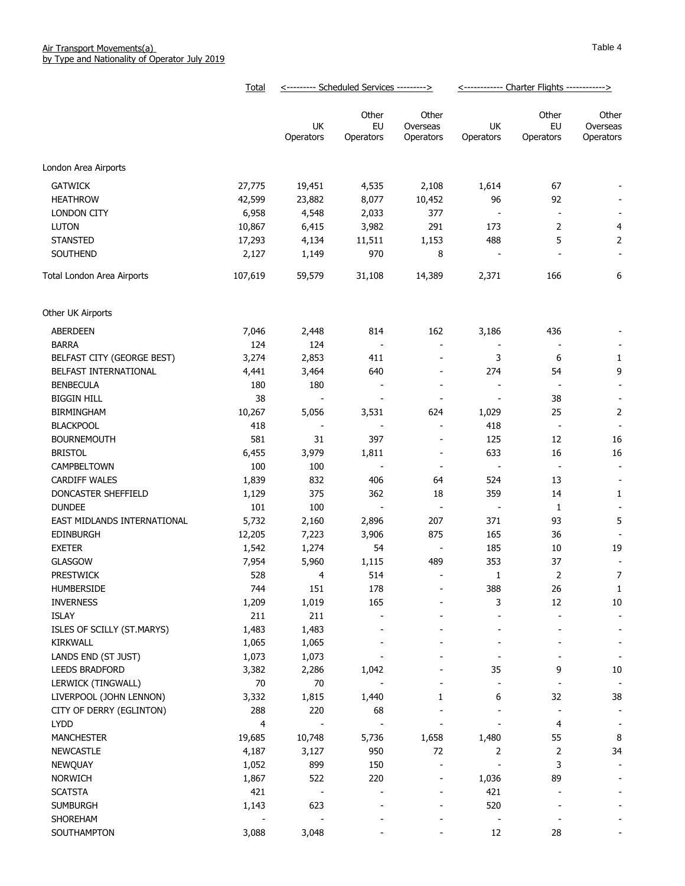Air Transport Movements(a)
by Type and Nationality of Operator July 2019

Table 4

| | Total | Scheduled Services | | | Charter Flights | | |
|---|---|---|---|---|---|---|---|
| | | UK Operators | Other EU Operators | Other Overseas Operators | UK Operators | Other EU Operators | Other Overseas Operators |
| **London Area Airports** | | | | | | | |
| GATWICK | 27,775 | 19,451 | 4,535 | 2,108 | 1,614 | 67 | - |
| HEATHROW | 42,599 | 23,882 | 8,077 | 10,452 | 96 | 92 | - |
| LONDON CITY | 6,958 | 4,548 | 2,033 | 377 | - | - | - |
| LUTON | 10,867 | 6,415 | 3,982 | 291 | 173 | 2 | 4 |
| STANSTED | 17,293 | 4,134 | 11,511 | 1,153 | 488 | 5 | 2 |
| SOUTHEND | 2,127 | 1,149 | 970 | 8 | - | - | - |
| Total London Area Airports | 107,619 | 59,579 | 31,108 | 14,389 | 2,371 | 166 | 6 |
| **Other UK Airports** | | | | | | | |
| ABERDEEN | 7,046 | 2,448 | 814 | 162 | 3,186 | 436 | - |
| BARRA | 124 | 124 | - | - | - | - | - |
| BELFAST CITY (GEORGE BEST) | 3,274 | 2,853 | 411 | - | 3 | 6 | 1 |
| BELFAST INTERNATIONAL | 4,441 | 3,464 | 640 | - | 274 | 54 | 9 |
| BENBECULA | 180 | 180 | - | - | - | - | - |
| BIGGIN HILL | 38 | - | - | - | - | 38 | - |
| BIRMINGHAM | 10,267 | 5,056 | 3,531 | 624 | 1,029 | 25 | 2 |
| BLACKPOOL | 418 | - | - | - | 418 | - | - |
| BOURNEMOUTH | 581 | 31 | 397 | - | 125 | 12 | 16 |
| BRISTOL | 6,455 | 3,979 | 1,811 | - | 633 | 16 | 16 |
| CAMPBELTOWN | 100 | 100 | - | - | - | - | - |
| CARDIFF WALES | 1,839 | 832 | 406 | 64 | 524 | 13 | - |
| DONCASTER SHEFFIELD | 1,129 | 375 | 362 | 18 | 359 | 14 | 1 |
| DUNDEE | 101 | 100 | - | - | - | 1 | - |
| EAST MIDLANDS INTERNATIONAL | 5,732 | 2,160 | 2,896 | 207 | 371 | 93 | 5 |
| EDINBURGH | 12,205 | 7,223 | 3,906 | 875 | 165 | 36 | - |
| EXETER | 1,542 | 1,274 | 54 | - | 185 | 10 | 19 |
| GLASGOW | 7,954 | 5,960 | 1,115 | 489 | 353 | 37 | - |
| PRESTWICK | 528 | 4 | 514 | - | 1 | 2 | 7 |
| HUMBERSIDE | 744 | 151 | 178 | - | 388 | 26 | 1 |
| INVERNESS | 1,209 | 1,019 | 165 | - | 3 | 12 | 10 |
| ISLAY | 211 | 211 | - | - | - | - | - |
| ISLES OF SCILLY (ST.MARYS) | 1,483 | 1,483 | - | - | - | - | - |
| KIRKWALL | 1,065 | 1,065 | - | - | - | - | - |
| LANDS END (ST JUST) | 1,073 | 1,073 | - | - | - | - | - |
| LEEDS BRADFORD | 3,382 | 2,286 | 1,042 | - | 35 | 9 | 10 |
| LERWICK (TINGWALL) | 70 | 70 | - | - | - | - | - |
| LIVERPOOL (JOHN LENNON) | 3,332 | 1,815 | 1,440 | 1 | 6 | 32 | 38 |
| CITY OF DERRY (EGLINTON) | 288 | 220 | 68 | - | - | - | - |
| LYDD | 4 | - | - | - | - | 4 | - |
| MANCHESTER | 19,685 | 10,748 | 5,736 | 1,658 | 1,480 | 55 | 8 |
| NEWCASTLE | 4,187 | 3,127 | 950 | 72 | 2 | 2 | 34 |
| NEWQUAY | 1,052 | 899 | 150 | - | - | 3 | - |
| NORWICH | 1,867 | 522 | 220 | - | 1,036 | 89 | - |
| SCATSTA | 421 | - | - | - | 421 | - | - |
| SUMBURGH | 1,143 | 623 | - | - | 520 | - | - |
| SHOREHAM | - | - | - | - | - | - | - |
| SOUTHAMPTON | 3,088 | 3,048 | - | - | 12 | 28 | - |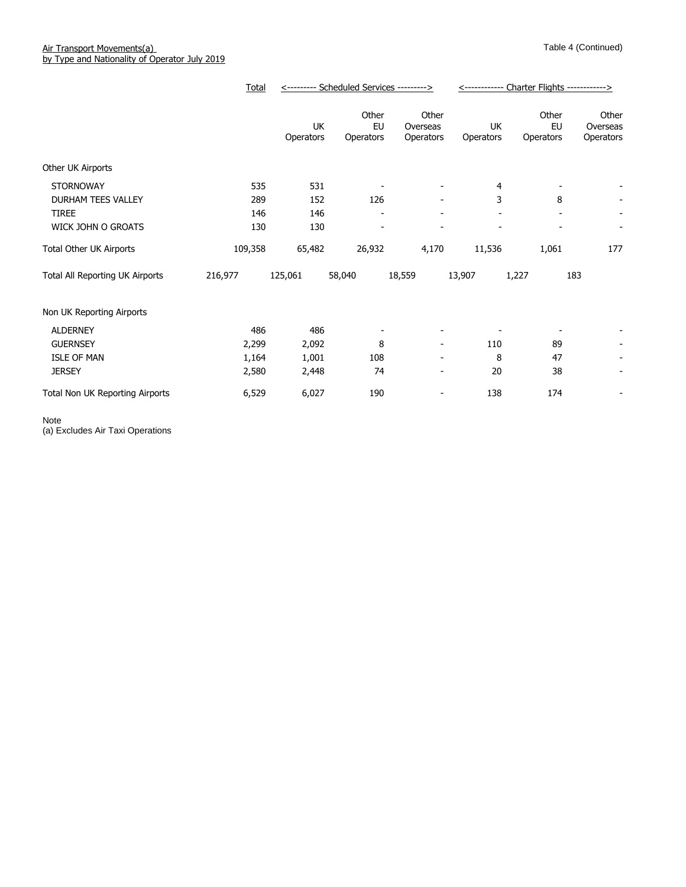Air Transport Movements(a)
by Type and Nationality of Operator July 2019

Table 4 (Continued)

| | Total | Scheduled Services | | | Charter Flights | | |
|---|---|---|---|---|---|---|---|
| | | UK Operators | Other EU Operators | Other Overseas Operators | UK Operators | Other EU Operators | Other Overseas Operators |
| Other UK Airports | | | | | | | |
| STORNOWAY | 535 | 531 | - | - | 4 | - | - |
| DURHAM TEES VALLEY | 289 | 152 | 126 | - | 3 | 8 | - |
| TIREE | 146 | 146 | - | - | - | - | - |
| WICK JOHN O GROATS | 130 | 130 | - | - | - | - | - |
| Total Other UK Airports | 109,358 | 65,482 | 26,932 | 4,170 | 11,536 | 1,061 | 177 |
| Total All Reporting UK Airports | 216,977 | 125,061 | 58,040 | 18,559 | 13,907 | 1,227 | 183 |
| Non UK Reporting Airports | | | | | | | |
| ALDERNEY | 486 | 486 | - | - | - | - | - |
| GUERNSEY | 2,299 | 2,092 | 8 | - | 110 | 89 | - |
| ISLE OF MAN | 1,164 | 1,001 | 108 | - | 8 | 47 | - |
| JERSEY | 2,580 | 2,448 | 74 | - | 20 | 38 | - |
| Total Non UK Reporting Airports | 6,529 | 6,027 | 190 | - | 138 | 174 | - |

Note
(a) Excludes Air Taxi Operations